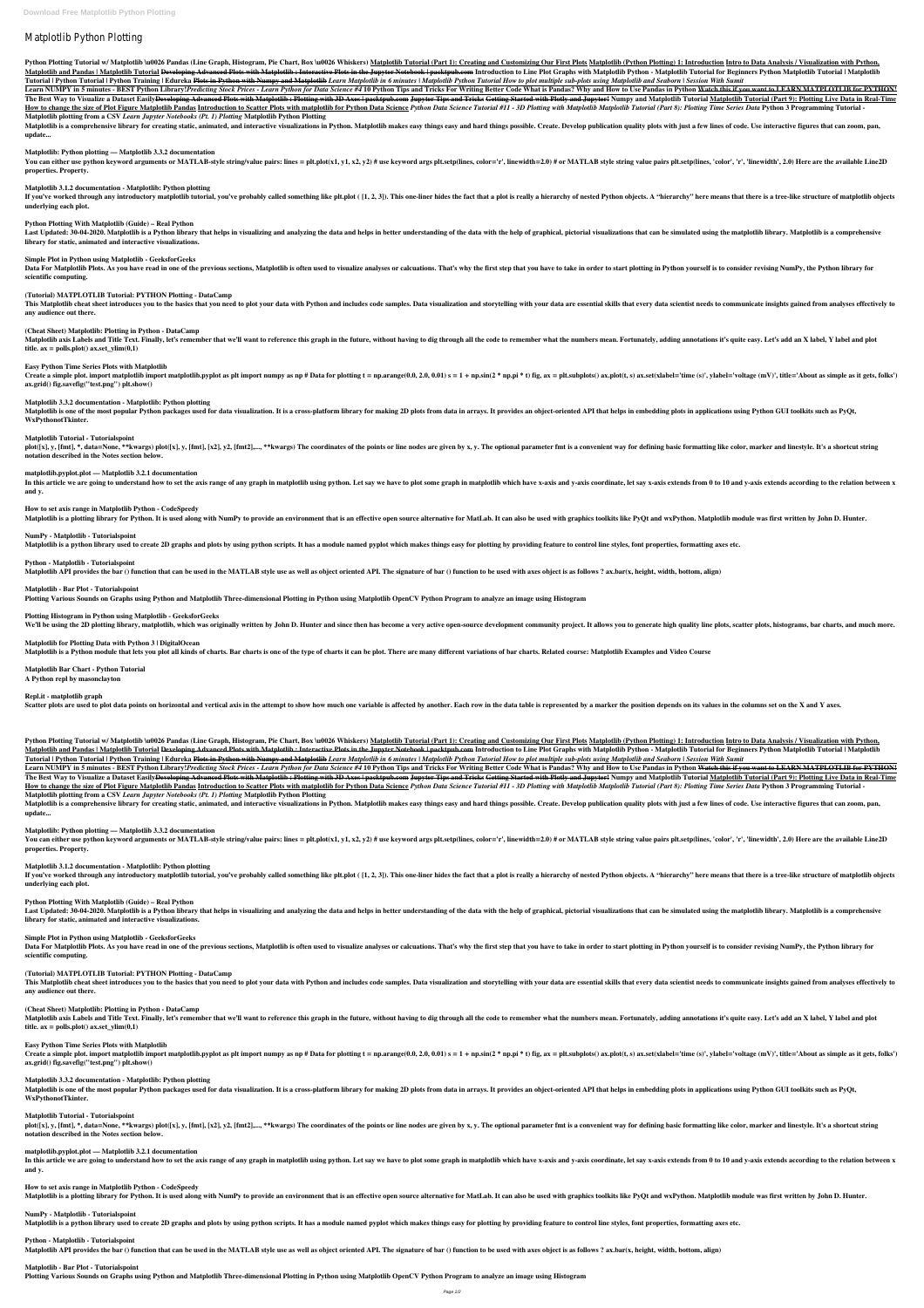# Matplotlib Python Plotting

**Python Plotting Tutorial w/ Matplotlib \u0026 Pandas (Line Graph, Histogram, Pie Chart, Box \u0026 Whiskers) Matplotlib Tutorial (Part 1): Creating and Customizing Our First Plots Matplotlib (Python Plotting) 1: Introduction Intro to Data Analysis / Visualization with Python, Matplotlib and Pandas | Matplotlib Tutorial ~~Developing Advanced Plots with Matplotlib : Interactive Plots in the Jupyter Notebook | packtpub.com~~ Introduction to Line Plot Graphs with Matplotlib Python - Matplotlib Tutorial for Beginners Python Matplotlib Tutorial | Matplotlib Tutorial | Python Tutorial | Python Training | Edureka ~~Plots in Python with Numpy and Matplotlib~~ *Learn Matplotlib in 6 minutes | Matplotlib Python Tutorial How to plot multiple sub-plots using Matplotlib and Seaborn | Session With Sumit***

**Learn NUMPY in 5 minutes - BEST Python Library!*Predicting Stock Prices - Learn Python for Data Science #4* 10 Python Tips and Tricks For Writing Better Code What is Pandas? Why and How to Use Pandas in Python ~~Watch this if you want to LEARN MATPLOTLIB for PYTHON!~~**

**The Best Way to Visualize a Dataset Easily~~Developing Advanced Plots with Matplotlib : Plotting with 3D Axes | packtpub.com~~ ~~Jupyter Tips and Tricks~~ ~~Getting Started with Plotly and Jupyter!~~ Numpy and Matplotlib Tutorial Matplotlib Tutorial (Part 9): Plotting Live Data in Real-Time How to change the size of Plot Figure Matplotlib Pandas Introduction to Scatter Plots with matplotlib for Python Data Science *Python Data Science Tutorial #11 - 3D Plotting with Matplotlib Matplotlib Tutorial (Part 8): Plotting Time Series Data* Python 3 Programming Tutorial - Matplotlib plotting from a CSV *Learn Jupyter Notebooks (Pt. 1) Plotting* Matplotlib Python Plotting**

Matplotlib is a comprehensive library for creating static, animated, and interactive visualizations in Python. Matplotlib makes easy things easy and hard things possible. Create. Develop publication quality plots with just a few lines of code. Use interactive figures that can zoom, pan, update...

**Matplotlib: Python plotting — Matplotlib 3.3.2 documentation**

You can either use python keyword arguments or MATLAB-style string/value pairs: lines = plt.plot(x1, y1, x2, y2) # use keyword args plt.setp(lines, color='r', linewidth=2.0) # or MATLAB style string value pairs plt.setp(lines, 'color', 'r', 'linewidth', 2.0) Here are the available Line2D properties. Property.

**Matplotlib 3.1.2 documentation - Matplotlib: Python plotting**

If you've worked through any introductory matplotlib tutorial, you've probably called something like plt.plot ( [1, 2, 3]). This one-liner hides the fact that a plot is really a hierarchy of nested Python objects. A "hierarchy" here means that there is a tree-like structure of matplotlib objects underlying each plot.

**Python Plotting With Matplotlib (Guide) – Real Python**

Last Updated: 30-04-2020. Matplotlib is a Python library that helps in visualizing and analyzing the data and helps in better understanding of the data with the help of graphical, pictorial visualizations that can be simulated using the matplotlib library. Matplotlib is a comprehensive library for static, animated and interactive visualizations.

**Simple Plot in Python using Matplotlib - GeeksforGeeks**

Data For Matplotlib Plots. As you have read in one of the previous sections, Matplotlib is often used to visualize analyses or calcuations. That's why the first step that you have to take in order to start plotting in Python yourself is to consider revising NumPy, the Python library for scientific computing.

**(Tutorial) MATPLOTLIB Tutorial: PYTHON Plotting - DataCamp**

This Matplotlib cheat sheet introduces you to the basics that you need to plot your data with Python and includes code samples. Data visualization and storytelling with your data are essential skills that every data scientist needs to communicate insights gained from analyses effectively to any audience out there.

**(Cheat Sheet) Matplotlib: Plotting in Python - DataCamp**

Matplotlib axis Labels and Title Text. Finally, let's remember that we'll want to reference this graph in the future, without having to dig through all the code to remember what the numbers mean. Fortunately, adding annotations it's quite easy. Let's add an X label, Y label and plot title. ax = polls.plot() ax.set_ylim(0,1)

**Easy Python Time Series Plots with Matplotlib**

Create a simple plot. import matplotlib import matplotlib.pyplot as plt import numpy as np # Data for plotting t = np.arange(0.0, 2.0, 0.01) s = 1 + np.sin(2 * np.pi * t) fig, ax = plt.subplots() ax.plot(t, s) ax.set(xlabel='time (s)', ylabel='voltage (mV)', title='About as simple as it gets, folks') ax.grid() fig.savefig("test.png") plt.show()

**Matplotlib 3.3.2 documentation - Matplotlib: Python plotting**

Matplotlib is one of the most popular Python packages used for data visualization. It is a cross-platform library for making 2D plots from data in arrays. It provides an object-oriented API that helps in embedding plots in applications using Python GUI toolkits such as PyQt, WxPythonotTkinter.

**Matplotlib Tutorial - Tutorialspoint**

plot([x], y, [fmt], *, data=None, **kwargs) plot([x], y, [fmt], [x2], y2, [fmt2],..., **kwargs) The coordinates of the points or line nodes are given by x, y. The optional parameter fmt is a convenient way for defining basic formatting like color, marker and linestyle. It's a shortcut string notation described in the Notes section below.

**matplotlib.pyplot.plot — Matplotlib 3.2.1 documentation**

In this article we are going to understand how to set the axis range of any graph in matplotlib using python. Let say we have to plot some graph in matplotlib which have x-axis and y-axis coordinate, let say x-axis extends from 0 to 10 and y-axis extends according to the relation between x and y.

**How to set axis range in Matplotlib Python - CodeSpeedy**

Matplotlib is a plotting library for Python. It is used along with NumPy to provide an environment that is an effective open source alternative for MatLab. It can also be used with graphics toolkits like PyQt and wxPython. Matplotlib module was first written by John D. Hunter.

**NumPy - Matplotlib - Tutorialspoint**

Matplotlib is a python library used to create 2D graphs and plots by using python scripts. It has a module named pyplot which makes things easy for plotting by providing feature to control line styles, font properties, formatting axes etc.

**Python - Matplotlib - Tutorialspoint**

Matplotlib API provides the bar () function that can be used in the MATLAB style use as well as object oriented API. The signature of bar () function to be used with axes object is as follows ? ax.bar(x, height, width, bottom, align)

**Matplotlib - Bar Plot - Tutorialspoint**

Plotting Various Sounds on Graphs using Python and Matplotlib Three-dimensional Plotting in Python using Matplotlib OpenCV Python Program to analyze an image using Histogram

**Plotting Histogram in Python using Matplotlib - GeeksforGeeks**

We'll be using the 2D plotting library, matplotlib, which was originally written by John D. Hunter and since then has become a very active open-source development community project. It allows you to generate high quality line plots, scatter plots, histograms, bar charts, and much more.

**Matplotlib for Plotting Data with Python 3 | DigitalOcean**

Matplotlib is a Python module that lets you plot all kinds of charts. Bar charts is one of the type of charts it can be plot. There are many different variations of bar charts. Related course: Matplotlib Examples and Video Course

**Matplotlib Bar Chart - Python Tutorial**

**A Python repl by masonclayton**

**Repl.it - matplotlib graph**

Scatter plots are used to plot data points on horizontal and vertical axis in the attempt to show how much one variable is affected by another. Each row in the data table is represented by a marker the position depends on its values in the columns set on the X and Y axes.

**Python Plotting Tutorial w/ Matplotlib \u0026 Pandas (Line Graph, Histogram, Pie Chart, Box \u0026 Whiskers) Matplotlib Tutorial (Part 1): Creating and Customizing Our First Plots Matplotlib (Python Plotting) 1: Introduction Intro to Data Analysis / Visualization with Python, Matplotlib and Pandas | Matplotlib Tutorial ~~Developing Advanced Plots with Matplotlib : Interactive Plots in the Jupyter Notebook | packtpub.com~~ Introduction to Line Plot Graphs with Matplotlib Python - Matplotlib Tutorial for Beginners Python Matplotlib Tutorial | Matplotlib Tutorial | Python Tutorial | Python Training | Edureka ~~Plots in Python with Numpy and Matplotlib~~ *Learn Matplotlib in 6 minutes | Matplotlib Python Tutorial How to plot multiple sub-plots using Matplotlib and Seaborn | Session With Sumit***

**Learn NUMPY in 5 minutes - BEST Python Library!*Predicting Stock Prices - Learn Python for Data Science #4* 10 Python Tips and Tricks For Writing Better Code What is Pandas? Why and How to Use Pandas in Python ~~Watch this if you want to LEARN MATPLOTLIB for PYTHON!~~**

**The Best Way to Visualize a Dataset Easily~~Developing Advanced Plots with Matplotlib : Plotting with 3D Axes | packtpub.com~~ ~~Jupyter Tips and Tricks~~ ~~Getting Started with Plotly and Jupyter!~~ Numpy and Matplotlib Tutorial Matplotlib Tutorial (Part 9): Plotting Live Data in Real-Time How to change the size of Plot Figure Matplotlib Pandas Introduction to Scatter Plots with matplotlib for Python Data Science *Python Data Science Tutorial #11 - 3D Plotting with Matplotlib Matplotlib Tutorial (Part 8): Plotting Time Series Data* Python 3 Programming Tutorial - Matplotlib plotting from a CSV *Learn Jupyter Notebooks (Pt. 1) Plotting* Matplotlib Python Plotting**

Matplotlib is a comprehensive library for creating static, animated, and interactive visualizations in Python. Matplotlib makes easy things easy and hard things possible. Create. Develop publication quality plots with just a few lines of code. Use interactive figures that can zoom, pan, update...

**Matplotlib: Python plotting — Matplotlib 3.3.2 documentation**

You can either use python keyword arguments or MATLAB-style string/value pairs: lines = plt.plot(x1, y1, x2, y2) # use keyword args plt.setp(lines, color='r', linewidth=2.0) # or MATLAB style string value pairs plt.setp(lines, 'color', 'r', 'linewidth', 2.0) Here are the available Line2D properties. Property.

**Matplotlib 3.1.2 documentation - Matplotlib: Python plotting**

If you've worked through any introductory matplotlib tutorial, you've probably called something like plt.plot ( [1, 2, 3]). This one-liner hides the fact that a plot is really a hierarchy of nested Python objects. A "hierarchy" here means that there is a tree-like structure of matplotlib objects underlying each plot.

**Python Plotting With Matplotlib (Guide) – Real Python**

Last Updated: 30-04-2020. Matplotlib is a Python library that helps in visualizing and analyzing the data and helps in better understanding of the data with the help of graphical, pictorial visualizations that can be simulated using the matplotlib library. Matplotlib is a comprehensive library for static, animated and interactive visualizations.

**Simple Plot in Python using Matplotlib - GeeksforGeeks**

Data For Matplotlib Plots. As you have read in one of the previous sections, Matplotlib is often used to visualize analyses or calcuations. That's why the first step that you have to take in order to start plotting in Python yourself is to consider revising NumPy, the Python library for scientific computing.

**(Tutorial) MATPLOTLIB Tutorial: PYTHON Plotting - DataCamp**

This Matplotlib cheat sheet introduces you to the basics that you need to plot your data with Python and includes code samples. Data visualization and storytelling with your data are essential skills that every data scientist needs to communicate insights gained from analyses effectively to any audience out there.

**(Cheat Sheet) Matplotlib: Plotting in Python - DataCamp**

Matplotlib axis Labels and Title Text. Finally, let's remember that we'll want to reference this graph in the future, without having to dig through all the code to remember what the numbers mean. Fortunately, adding annotations it's quite easy. Let's add an X label, Y label and plot title. ax = polls.plot() ax.set_ylim(0,1)

**Easy Python Time Series Plots with Matplotlib**

Create a simple plot. import matplotlib import matplotlib.pyplot as plt import numpy as np # Data for plotting t = np.arange(0.0, 2.0, 0.01) s = 1 + np.sin(2 * np.pi * t) fig, ax = plt.subplots() ax.plot(t, s) ax.set(xlabel='time (s)', ylabel='voltage (mV)', title='About as simple as it gets, folks') ax.grid() fig.savefig("test.png") plt.show()

**Matplotlib 3.3.2 documentation - Matplotlib: Python plotting**

Matplotlib is one of the most popular Python packages used for data visualization. It is a cross-platform library for making 2D plots from data in arrays. It provides an object-oriented API that helps in embedding plots in applications using Python GUI toolkits such as PyQt, WxPythonotTkinter.

**Matplotlib Tutorial - Tutorialspoint**

plot([x], y, [fmt], *, data=None, **kwargs) plot([x], y, [fmt], [x2], y2, [fmt2],..., **kwargs) The coordinates of the points or line nodes are given by x, y. The optional parameter fmt is a convenient way for defining basic formatting like color, marker and linestyle. It's a shortcut string notation described in the Notes section below.

**matplotlib.pyplot.plot — Matplotlib 3.2.1 documentation**

In this article we are going to understand how to set the axis range of any graph in matplotlib using python. Let say we have to plot some graph in matplotlib which have x-axis and y-axis coordinate, let say x-axis extends from 0 to 10 and y-axis extends according to the relation between x and y.

**How to set axis range in Matplotlib Python - CodeSpeedy**

Matplotlib is a plotting library for Python. It is used along with NumPy to provide an environment that is an effective open source alternative for MatLab. It can also be used with graphics toolkits like PyQt and wxPython. Matplotlib module was first written by John D. Hunter.

**NumPy - Matplotlib - Tutorialspoint**

Matplotlib is a python library used to create 2D graphs and plots by using python scripts. It has a module named pyplot which makes things easy for plotting by providing feature to control line styles, font properties, formatting axes etc.

**Python - Matplotlib - Tutorialspoint**

Matplotlib API provides the bar () function that can be used in the MATLAB style use as well as object oriented API. The signature of bar () function to be used with axes object is as follows ? ax.bar(x, height, width, bottom, align)

**Matplotlib - Bar Plot - Tutorialspoint**

Plotting Various Sounds on Graphs using Python and Matplotlib Three-dimensional Plotting in Python using Matplotlib OpenCV Python Program to analyze an image using Histogram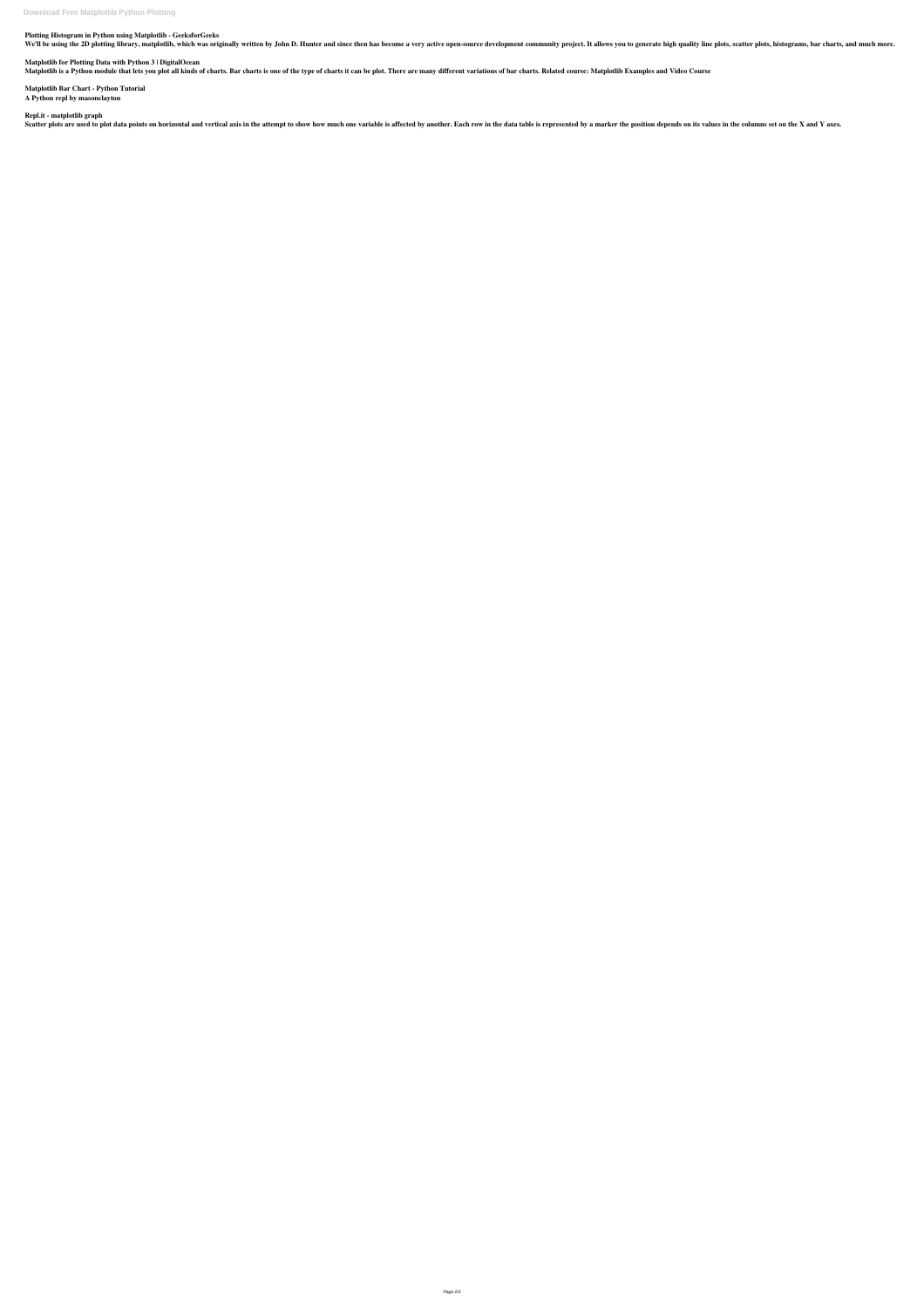**Plotting Histogram in Python using Matplotlib - GeeksforGeeks**
We'll be using the 2D plotting library, matplotlib, which was originally written by John D. Hunter and since then has become a very active open-source development community project. It allows you to generate high quality line plots, scatter plots, histograms, bar charts, and much more.

**Matplotlib for Plotting Data with Python 3 | DigitalOcean**
Matplotlib is a Python module that lets you plot all kinds of charts. Bar charts is one of the type of charts it can be plot. There are many different variations of bar charts. Related course: Matplotlib Examples and Video Course

**Matplotlib Bar Chart - Python Tutorial**
**A Python repl by masonclayton**

**Repl.it - matplotlib graph**
Scatter plots are used to plot data points on horizontal and vertical axis in the attempt to show how much one variable is affected by another. Each row in the data table is represented by a marker the position depends on its values in the columns set on the X and Y axes.